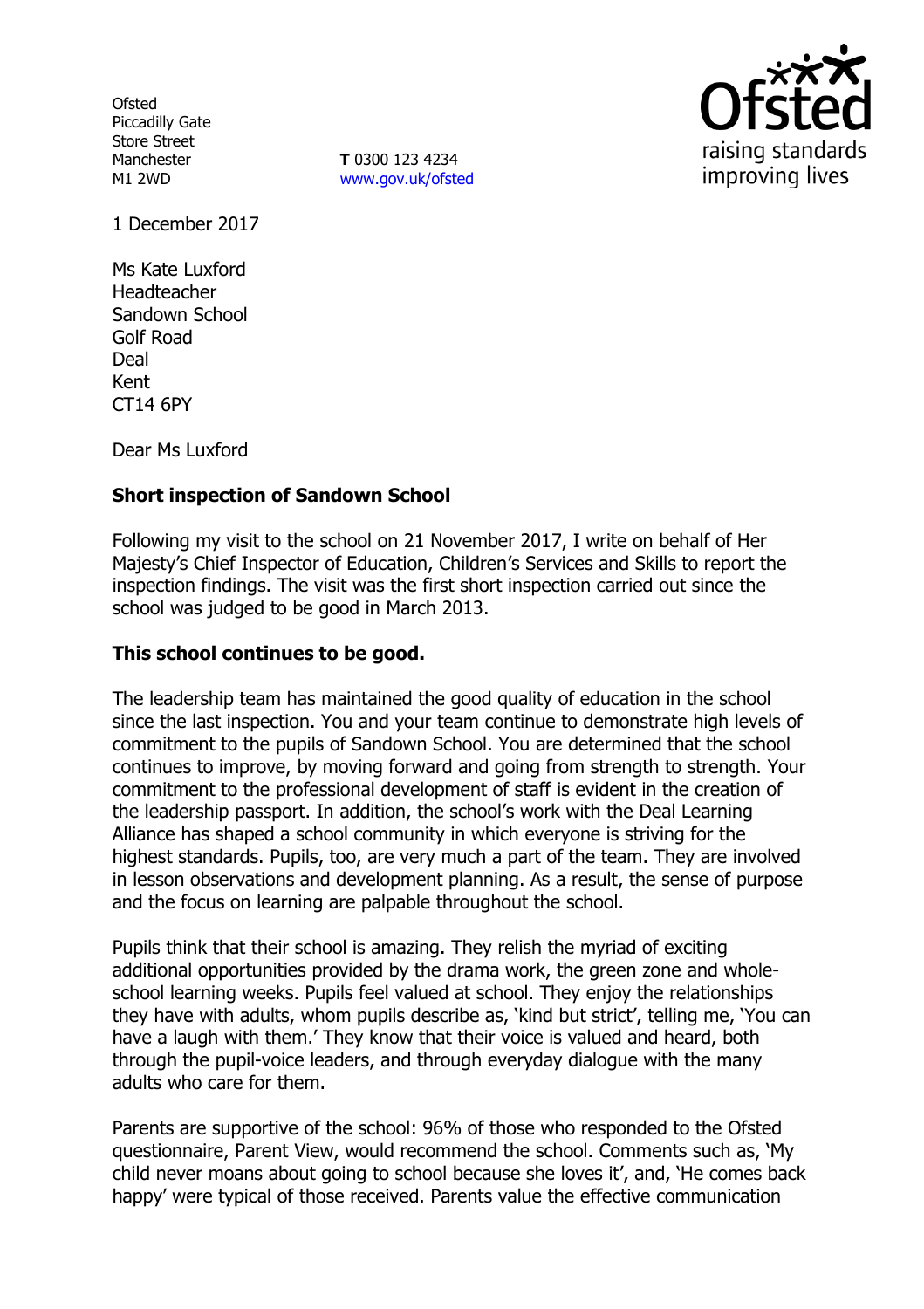Ofsted
Piccadilly Gate
Store Street
Manchester
M1 2WD

**T** 0300 123 4234
www.gov.uk/ofsted

1 December 2017

Ms Kate Luxford
Headteacher
Sandown School
Golf Road
Deal
Kent
CT14 6PY

Dear Ms Luxford

**Short inspection of Sandown School**

Following my visit to the school on 21 November 2017, I write on behalf of Her Majesty's Chief Inspector of Education, Children's Services and Skills to report the inspection findings. The visit was the first short inspection carried out since the school was judged to be good in March 2013.

**This school continues to be good.**

The leadership team has maintained the good quality of education in the school since the last inspection. You and your team continue to demonstrate high levels of commitment to the pupils of Sandown School. You are determined that the school continues to improve, by moving forward and going from strength to strength. Your commitment to the professional development of staff is evident in the creation of the leadership passport. In addition, the school's work with the Deal Learning Alliance has shaped a school community in which everyone is striving for the highest standards. Pupils, too, are very much a part of the team. They are involved in lesson observations and development planning. As a result, the sense of purpose and the focus on learning are palpable throughout the school.

Pupils think that their school is amazing. They relish the myriad of exciting additional opportunities provided by the drama work, the green zone and whole-school learning weeks. Pupils feel valued at school. They enjoy the relationships they have with adults, whom pupils describe as, 'kind but strict', telling me, 'You can have a laugh with them.' They know that their voice is valued and heard, both through the pupil-voice leaders, and through everyday dialogue with the many adults who care for them.

Parents are supportive of the school: 96% of those who responded to the Ofsted questionnaire, Parent View, would recommend the school. Comments such as, 'My child never moans about going to school because she loves it', and, 'He comes back happy' were typical of those received. Parents value the effective communication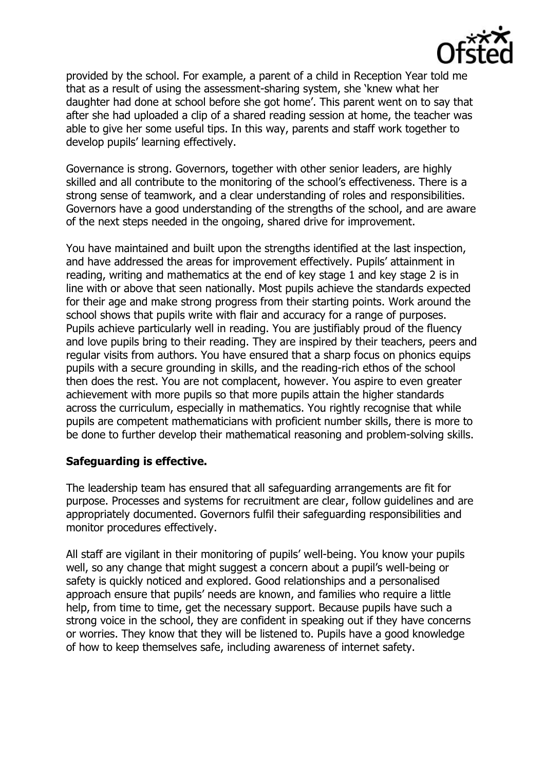provided by the school. For example, a parent of a child in Reception Year told me that as a result of using the assessment-sharing system, she 'knew what her daughter had done at school before she got home'. This parent went on to say that after she had uploaded a clip of a shared reading session at home, the teacher was able to give her some useful tips. In this way, parents and staff work together to develop pupils' learning effectively.

Governance is strong. Governors, together with other senior leaders, are highly skilled and all contribute to the monitoring of the school's effectiveness. There is a strong sense of teamwork, and a clear understanding of roles and responsibilities. Governors have a good understanding of the strengths of the school, and are aware of the next steps needed in the ongoing, shared drive for improvement.

You have maintained and built upon the strengths identified at the last inspection, and have addressed the areas for improvement effectively. Pupils' attainment in reading, writing and mathematics at the end of key stage 1 and key stage 2 is in line with or above that seen nationally. Most pupils achieve the standards expected for their age and make strong progress from their starting points. Work around the school shows that pupils write with flair and accuracy for a range of purposes. Pupils achieve particularly well in reading. You are justifiably proud of the fluency and love pupils bring to their reading. They are inspired by their teachers, peers and regular visits from authors. You have ensured that a sharp focus on phonics equips pupils with a secure grounding in skills, and the reading-rich ethos of the school then does the rest. You are not complacent, however. You aspire to even greater achievement with more pupils so that more pupils attain the higher standards across the curriculum, especially in mathematics. You rightly recognise that while pupils are competent mathematicians with proficient number skills, there is more to be done to further develop their mathematical reasoning and problem-solving skills.

**Safeguarding is effective.**

The leadership team has ensured that all safeguarding arrangements are fit for purpose. Processes and systems for recruitment are clear, follow guidelines and are appropriately documented. Governors fulfil their safeguarding responsibilities and monitor procedures effectively.

All staff are vigilant in their monitoring of pupils' well-being. You know your pupils well, so any change that might suggest a concern about a pupil's well-being or safety is quickly noticed and explored. Good relationships and a personalised approach ensure that pupils' needs are known, and families who require a little help, from time to time, get the necessary support. Because pupils have such a strong voice in the school, they are confident in speaking out if they have concerns or worries. They know that they will be listened to. Pupils have a good knowledge of how to keep themselves safe, including awareness of internet safety.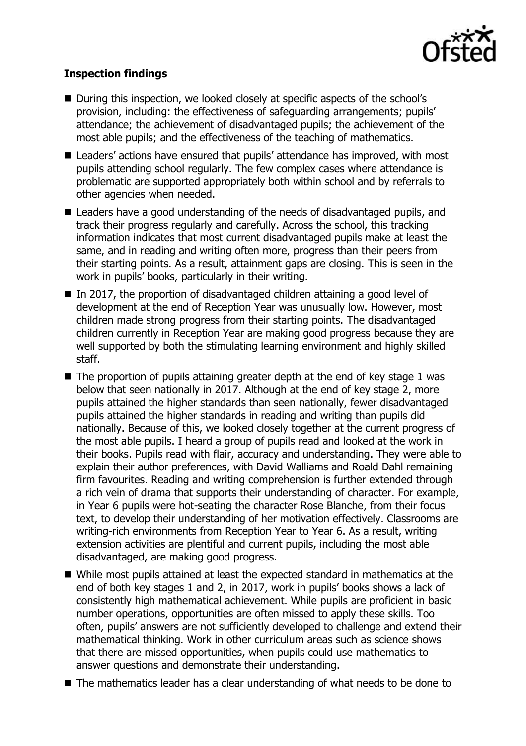**Inspection findings**

- During this inspection, we looked closely at specific aspects of the school's provision, including: the effectiveness of safeguarding arrangements; pupils' attendance; the achievement of disadvantaged pupils; the achievement of the most able pupils; and the effectiveness of the teaching of mathematics.
- Leaders' actions have ensured that pupils' attendance has improved, with most pupils attending school regularly. The few complex cases where attendance is problematic are supported appropriately both within school and by referrals to other agencies when needed.
- Leaders have a good understanding of the needs of disadvantaged pupils, and track their progress regularly and carefully. Across the school, this tracking information indicates that most current disadvantaged pupils make at least the same, and in reading and writing often more, progress than their peers from their starting points. As a result, attainment gaps are closing. This is seen in the work in pupils' books, particularly in their writing.
- In 2017, the proportion of disadvantaged children attaining a good level of development at the end of Reception Year was unusually low. However, most children made strong progress from their starting points. The disadvantaged children currently in Reception Year are making good progress because they are well supported by both the stimulating learning environment and highly skilled staff.
- The proportion of pupils attaining greater depth at the end of key stage 1 was below that seen nationally in 2017. Although at the end of key stage 2, more pupils attained the higher standards than seen nationally, fewer disadvantaged pupils attained the higher standards in reading and writing than pupils did nationally. Because of this, we looked closely together at the current progress of the most able pupils. I heard a group of pupils read and looked at the work in their books. Pupils read with flair, accuracy and understanding. They were able to explain their author preferences, with David Walliams and Roald Dahl remaining firm favourites. Reading and writing comprehension is further extended through a rich vein of drama that supports their understanding of character. For example, in Year 6 pupils were hot-seating the character Rose Blanche, from their focus text, to develop their understanding of her motivation effectively. Classrooms are writing-rich environments from Reception Year to Year 6. As a result, writing extension activities are plentiful and current pupils, including the most able disadvantaged, are making good progress.
- While most pupils attained at least the expected standard in mathematics at the end of both key stages 1 and 2, in 2017, work in pupils' books shows a lack of consistently high mathematical achievement. While pupils are proficient in basic number operations, opportunities are often missed to apply these skills. Too often, pupils' answers are not sufficiently developed to challenge and extend their mathematical thinking. Work in other curriculum areas such as science shows that there are missed opportunities, when pupils could use mathematics to answer questions and demonstrate their understanding.
- The mathematics leader has a clear understanding of what needs to be done to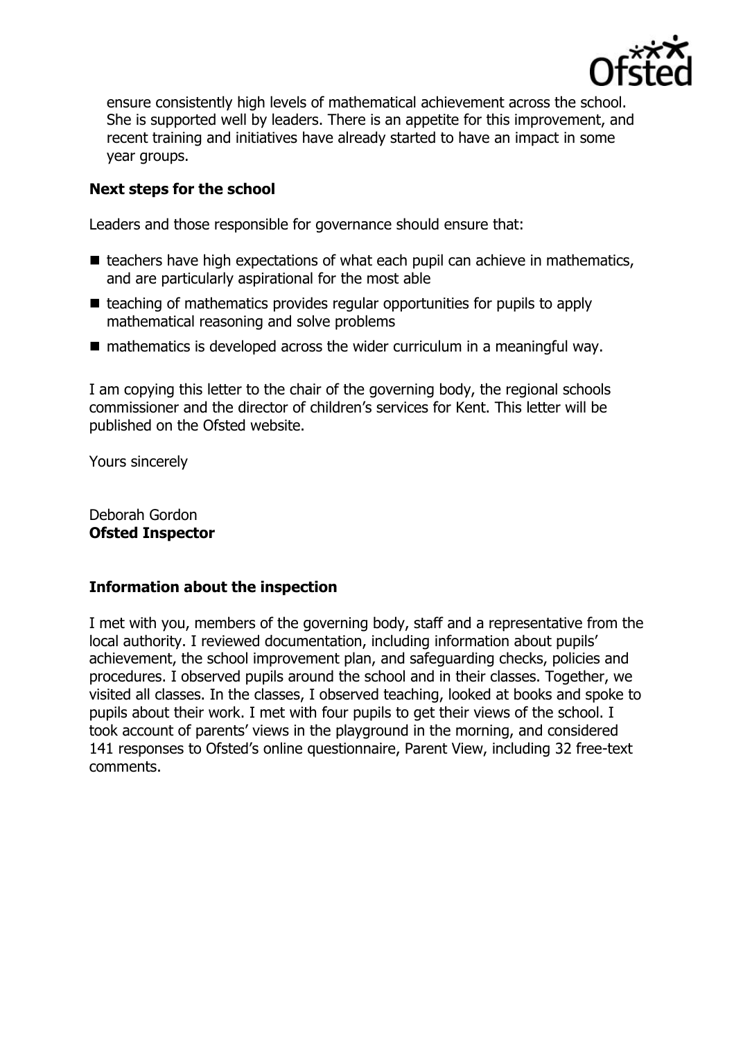ensure consistently high levels of mathematical achievement across the school. She is supported well by leaders. There is an appetite for this improvement, and recent training and initiatives have already started to have an impact in some year groups.

## Next steps for the school

Leaders and those responsible for governance should ensure that:

- teachers have high expectations of what each pupil can achieve in mathematics, and are particularly aspirational for the most able
- teaching of mathematics provides regular opportunities for pupils to apply mathematical reasoning and solve problems
- mathematics is developed across the wider curriculum in a meaningful way.

I am copying this letter to the chair of the governing body, the regional schools commissioner and the director of children's services for Kent. This letter will be published on the Ofsted website.

Yours sincerely

Deborah Gordon
**Ofsted Inspector**

## Information about the inspection

I met with you, members of the governing body, staff and a representative from the local authority. I reviewed documentation, including information about pupils' achievement, the school improvement plan, and safeguarding checks, policies and procedures. I observed pupils around the school and in their classes. Together, we visited all classes. In the classes, I observed teaching, looked at books and spoke to pupils about their work. I met with four pupils to get their views of the school. I took account of parents' views in the playground in the morning, and considered 141 responses to Ofsted's online questionnaire, Parent View, including 32 free-text comments.